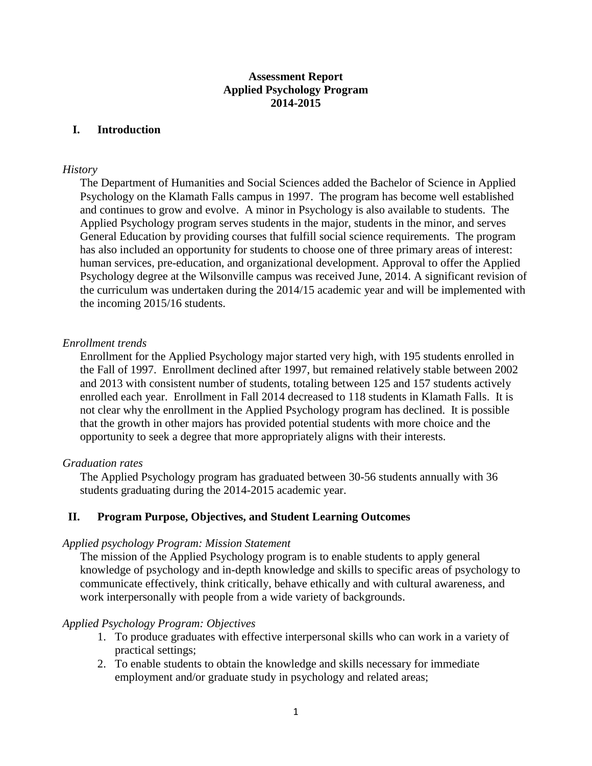# Assessment Report
# Applied Psychology Program
# 2014-2015

## I. Introduction

*History*

The Department of Humanities and Social Sciences added the Bachelor of Science in Applied Psychology on the Klamath Falls campus in 1997. The program has become well established and continues to grow and evolve. A minor in Psychology is also available to students. The Applied Psychology program serves students in the major, students in the minor, and serves General Education by providing courses that fulfill social science requirements. The program has also included an opportunity for students to choose one of three primary areas of interest: human services, pre-education, and organizational development. Approval to offer the Applied Psychology degree at the Wilsonville campus was received June, 2014. A significant revision of the curriculum was undertaken during the 2014/15 academic year and will be implemented with the incoming 2015/16 students.

*Enrollment trends*

Enrollment for the Applied Psychology major started very high, with 195 students enrolled in the Fall of 1997. Enrollment declined after 1997, but remained relatively stable between 2002 and 2013 with consistent number of students, totaling between 125 and 157 students actively enrolled each year. Enrollment in Fall 2014 decreased to 118 students in Klamath Falls. It is not clear why the enrollment in the Applied Psychology program has declined. It is possible that the growth in other majors has provided potential students with more choice and the opportunity to seek a degree that more appropriately aligns with their interests.

*Graduation rates*

The Applied Psychology program has graduated between 30-56 students annually with 36 students graduating during the 2014-2015 academic year.

## II. Program Purpose, Objectives, and Student Learning Outcomes

*Applied psychology Program: Mission Statement*

The mission of the Applied Psychology program is to enable students to apply general knowledge of psychology and in-depth knowledge and skills to specific areas of psychology to communicate effectively, think critically, behave ethically and with cultural awareness, and work interpersonally with people from a wide variety of backgrounds.

*Applied Psychology Program: Objectives*

1. To produce graduates with effective interpersonal skills who can work in a variety of practical settings;
2. To enable students to obtain the knowledge and skills necessary for immediate employment and/or graduate study in psychology and related areas;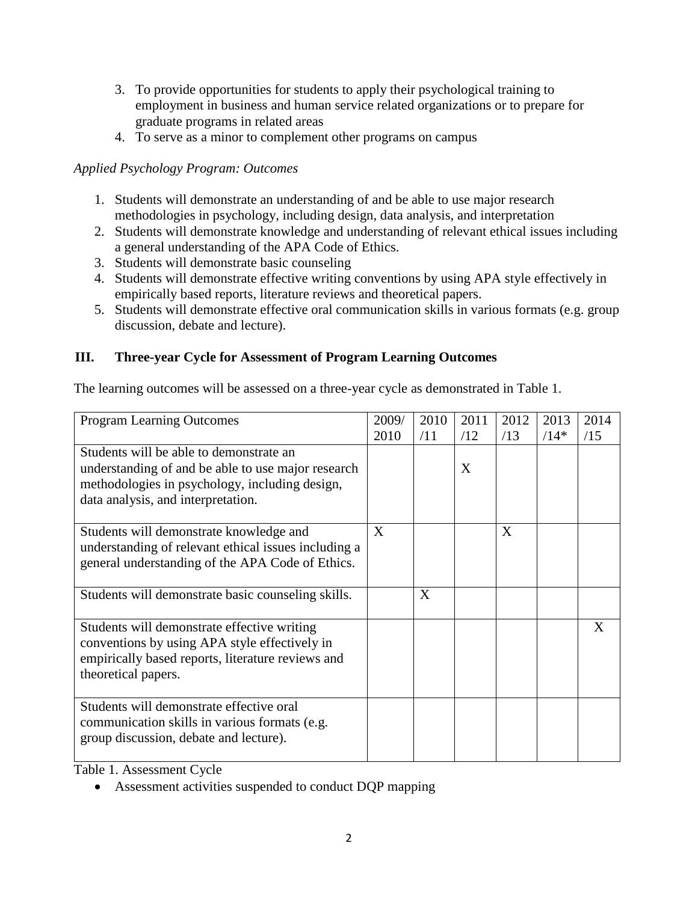3. To provide opportunities for students to apply their psychological training to employment in business and human service related organizations or to prepare for graduate programs in related areas
4. To serve as a minor to complement other programs on campus

*Applied Psychology Program: Outcomes*

1. Students will demonstrate an understanding of and be able to use major research methodologies in psychology, including design, data analysis, and interpretation
2. Students will demonstrate knowledge and understanding of relevant ethical issues including a general understanding of the APA Code of Ethics.
3. Students will demonstrate basic counseling
4. Students will demonstrate effective writing conventions by using APA style effectively in empirically based reports, literature reviews and theoretical papers.
5. Students will demonstrate effective oral communication skills in various formats (e.g. group discussion, debate and lecture).

## III. Three-year Cycle for Assessment of Program Learning Outcomes

The learning outcomes will be assessed on a three-year cycle as demonstrated in Table 1.

| Program Learning Outcomes | 2009/2010 | 2010/11 | 2011/12 | 2012/13 | 2013/14* | 2014/15 |
|---|---|---|---|---|---|---|
| Students will be able to demonstrate an understanding of and be able to use major research methodologies in psychology, including design, data analysis, and interpretation. | | | X | | | |
| Students will demonstrate knowledge and understanding of relevant ethical issues including a general understanding of the APA Code of Ethics. | X | | | X | | |
| Students will demonstrate basic counseling skills. | | X | | | | |
| Students will demonstrate effective writing conventions by using APA style effectively in empirically based reports, literature reviews and theoretical papers. | | | | | | X |
| Students will demonstrate effective oral communication skills in various formats (e.g. group discussion, debate and lecture). | | | | | | |

Table 1. Assessment Cycle

- Assessment activities suspended to conduct DQP mapping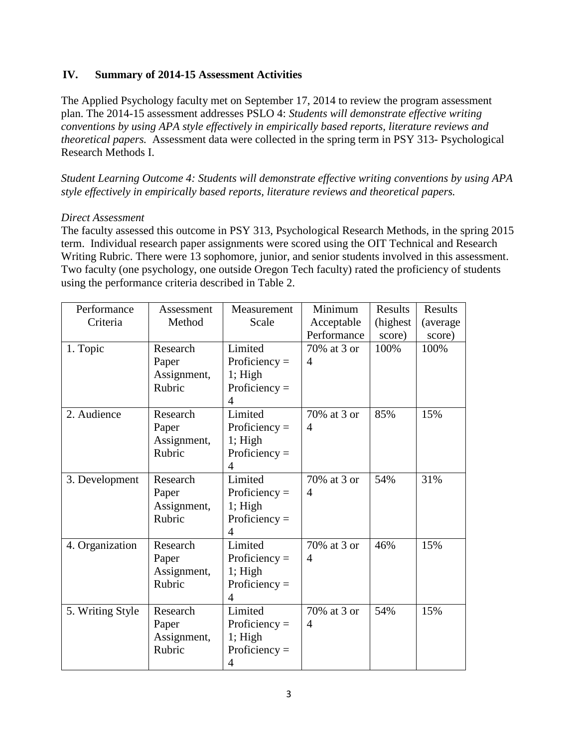## IV. Summary of 2014-15 Assessment Activities

The Applied Psychology faculty met on September 17, 2014 to review the program assessment plan. The 2014-15 assessment addresses PSLO 4: *Students will demonstrate effective writing conventions by using APA style effectively in empirically based reports, literature reviews and theoretical papers.* Assessment data were collected in the spring term in PSY 313- Psychological Research Methods I.

*Student Learning Outcome 4: Students will demonstrate effective writing conventions by using APA style effectively in empirically based reports, literature reviews and theoretical papers.*

*Direct Assessment*

The faculty assessed this outcome in PSY 313, Psychological Research Methods, in the spring 2015 term. Individual research paper assignments were scored using the OIT Technical and Research Writing Rubric. There were 13 sophomore, junior, and senior students involved in this assessment. Two faculty (one psychology, one outside Oregon Tech faculty) rated the proficiency of students using the performance criteria described in Table 2.

| Performance Criteria | Assessment Method | Measurement Scale | Minimum Acceptable Performance | Results (highest score) | Results (average score) |
|---|---|---|---|---|---|
| 1. Topic | Research Paper Assignment, Rubric | Limited Proficiency = 1; High Proficiency = 4 | 70% at 3 or 4 | 100% | 100% |
| 2. Audience | Research Paper Assignment, Rubric | Limited Proficiency = 1; High Proficiency = 4 | 70% at 3 or 4 | 85% | 15% |
| 3. Development | Research Paper Assignment, Rubric | Limited Proficiency = 1; High Proficiency = 4 | 70% at 3 or 4 | 54% | 31% |
| 4. Organization | Research Paper Assignment, Rubric | Limited Proficiency = 1; High Proficiency = 4 | 70% at 3 or 4 | 46% | 15% |
| 5. Writing Style | Research Paper Assignment, Rubric | Limited Proficiency = 1; High Proficiency = 4 | 70% at 3 or 4 | 54% | 15% |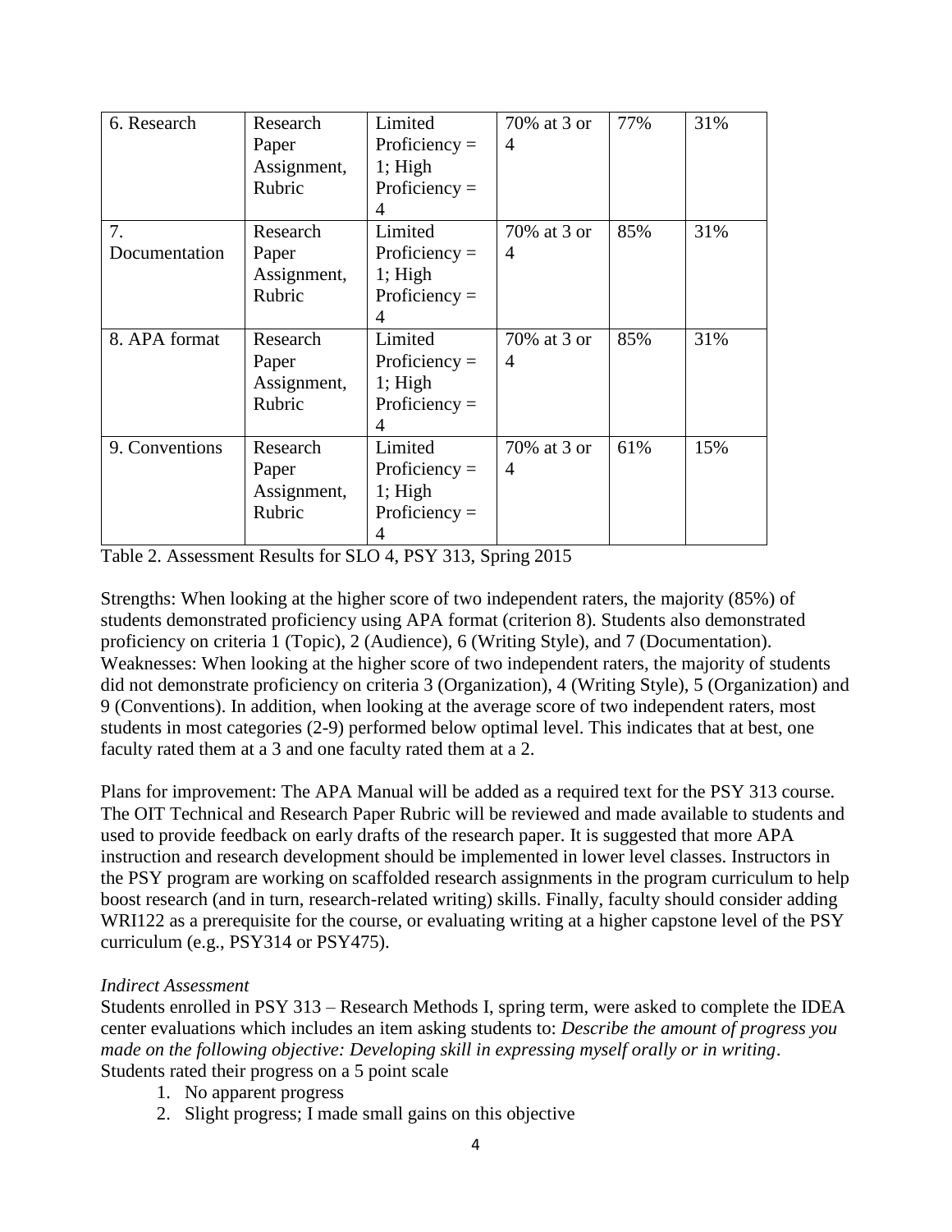| 6. Research | Research Paper Assignment, Rubric | Limited Proficiency = 1; High Proficiency = 4 | 70% at 3 or 4 | 77% | 31% |
|---|---|---|---|---|---|
| 7. Documentation | Research Paper Assignment, Rubric | Limited Proficiency = 1; High Proficiency = 4 | 70% at 3 or 4 | 85% | 31% |
| 8. APA format | Research Paper Assignment, Rubric | Limited Proficiency = 1; High Proficiency = 4 | 70% at 3 or 4 | 85% | 31% |
| 9. Conventions | Research Paper Assignment, Rubric | Limited Proficiency = 1; High Proficiency = 4 | 70% at 3 or 4 | 61% | 15% |

Table 2. Assessment Results for SLO 4, PSY 313, Spring 2015

Strengths: When looking at the higher score of two independent raters, the majority (85%) of students demonstrated proficiency using APA format (criterion 8). Students also demonstrated proficiency on criteria 1 (Topic), 2 (Audience), 6 (Writing Style), and 7 (Documentation). Weaknesses: When looking at the higher score of two independent raters, the majority of students did not demonstrate proficiency on criteria 3 (Organization), 4 (Writing Style), 5 (Organization) and 9 (Conventions). In addition, when looking at the average score of two independent raters, most students in most categories (2-9) performed below optimal level. This indicates that at best, one faculty rated them at a 3 and one faculty rated them at a 2.

Plans for improvement: The APA Manual will be added as a required text for the PSY 313 course. The OIT Technical and Research Paper Rubric will be reviewed and made available to students and used to provide feedback on early drafts of the research paper. It is suggested that more APA instruction and research development should be implemented in lower level classes. Instructors in the PSY program are working on scaffolded research assignments in the program curriculum to help boost research (and in turn, research-related writing) skills. Finally, faculty should consider adding WRI122 as a prerequisite for the course, or evaluating writing at a higher capstone level of the PSY curriculum (e.g., PSY314 or PSY475).

*Indirect Assessment*

Students enrolled in PSY 313 – Research Methods I, spring term, were asked to complete the IDEA center evaluations which includes an item asking students to: *Describe the amount of progress you made on the following objective: Developing skill in expressing myself orally or in writing*. Students rated their progress on a 5 point scale

1. No apparent progress
2. Slight progress; I made small gains on this objective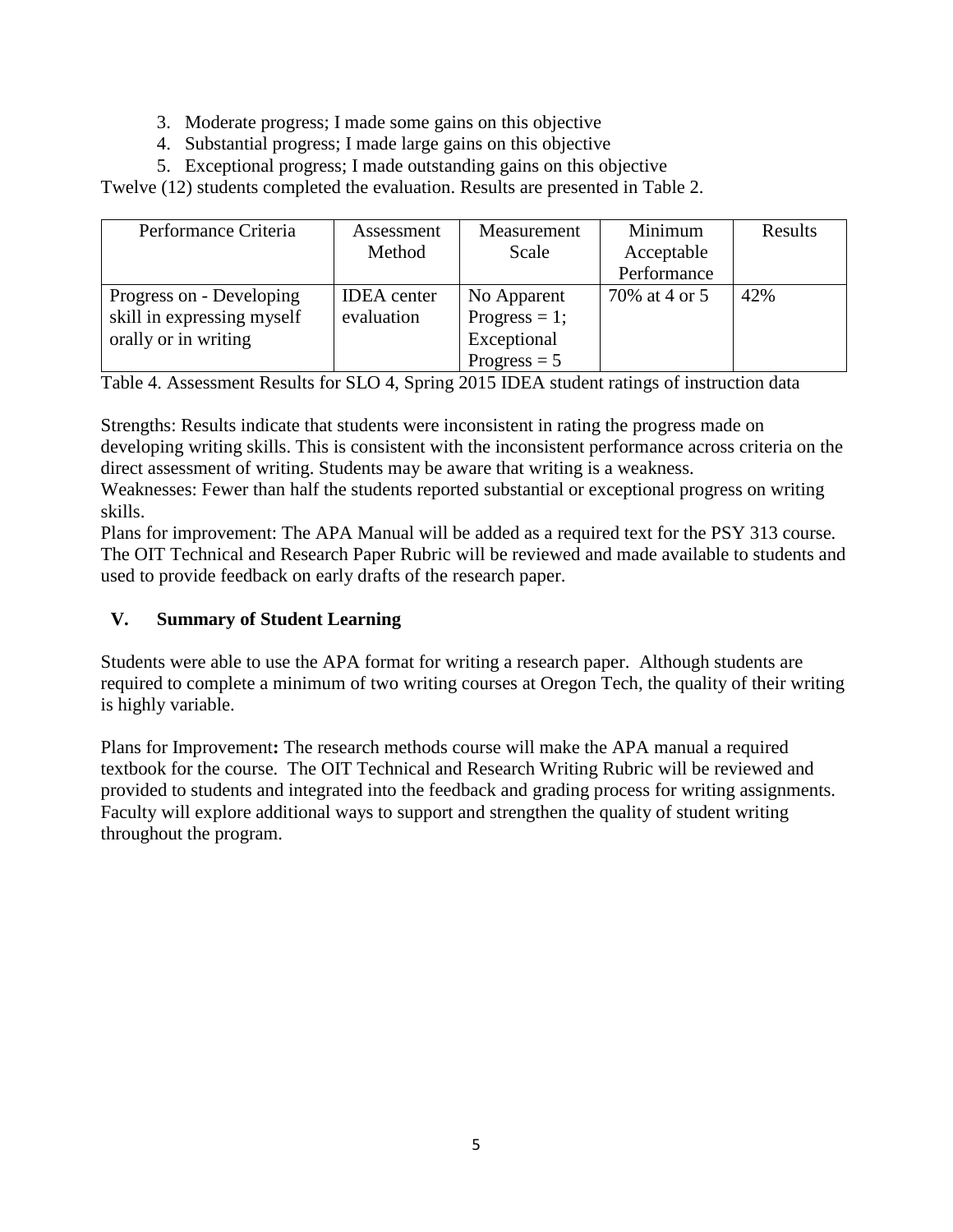3. Moderate progress; I made some gains on this objective
4. Substantial progress; I made large gains on this objective
5. Exceptional progress; I made outstanding gains on this objective

Twelve (12) students completed the evaluation. Results are presented in Table 2.

| Performance Criteria | Assessment Method | Measurement Scale | Minimum Acceptable Performance | Results |
|---|---|---|---|---|
| Progress on - Developing skill in expressing myself orally or in writing | IDEA center evaluation | No Apparent Progress = 1; Exceptional Progress = 5 | 70% at 4 or 5 | 42% |

Table 4. Assessment Results for SLO 4, Spring 2015 IDEA student ratings of instruction data

Strengths: Results indicate that students were inconsistent in rating the progress made on developing writing skills. This is consistent with the inconsistent performance across criteria on the direct assessment of writing. Students may be aware that writing is a weakness.

Weaknesses: Fewer than half the students reported substantial or exceptional progress on writing skills.

Plans for improvement: The APA Manual will be added as a required text for the PSY 313 course. The OIT Technical and Research Paper Rubric will be reviewed and made available to students and used to provide feedback on early drafts of the research paper.

## V. Summary of Student Learning

Students were able to use the APA format for writing a research paper. Although students are required to complete a minimum of two writing courses at Oregon Tech, the quality of their writing is highly variable.

Plans for Improvement**:** The research methods course will make the APA manual a required textbook for the course. The OIT Technical and Research Writing Rubric will be reviewed and provided to students and integrated into the feedback and grading process for writing assignments. Faculty will explore additional ways to support and strengthen the quality of student writing throughout the program.